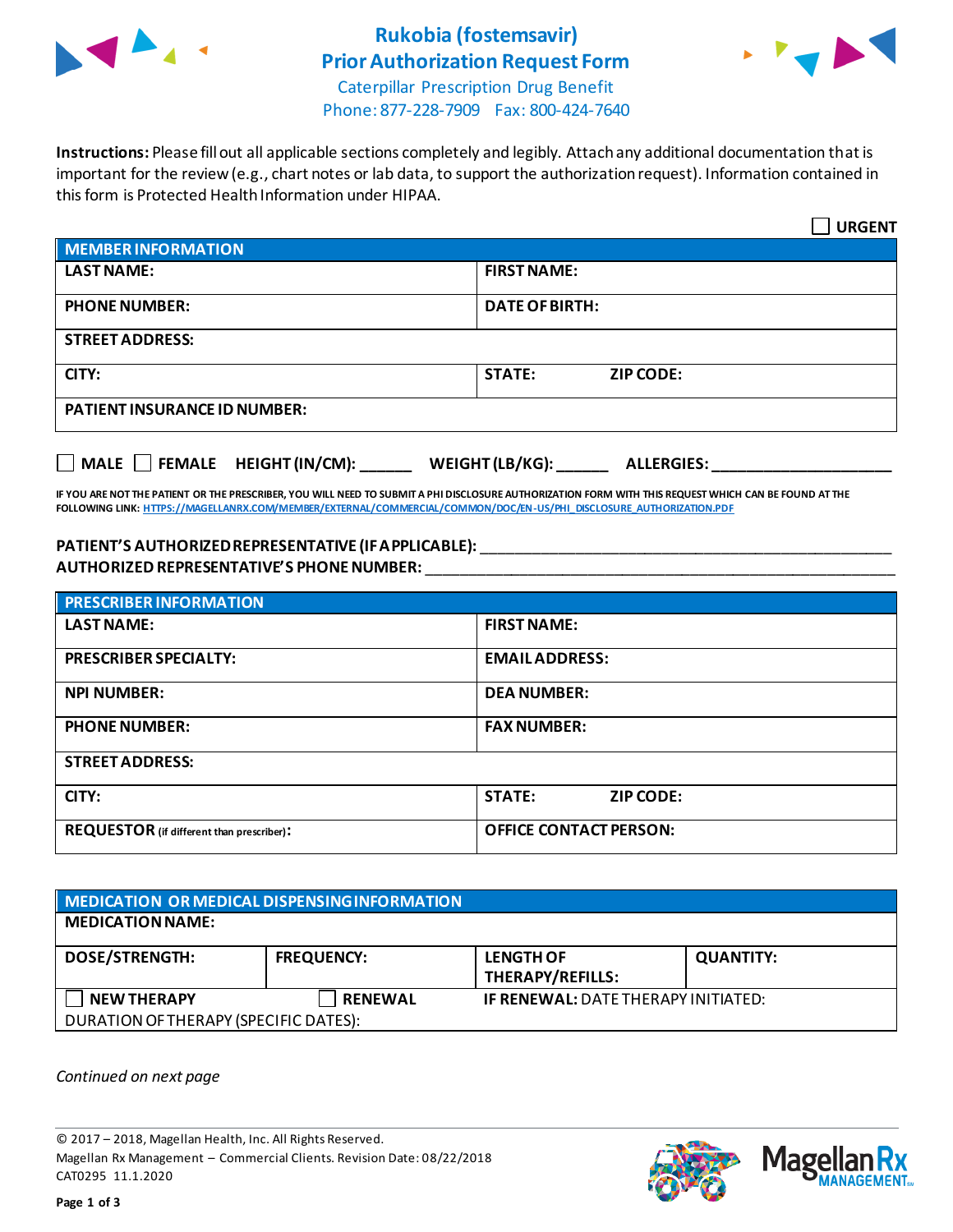# Rukobia (fostemsavir) Prior Authorization Request Form

Caterpillar Prescription Drug Benefit
Phone: 877-228-7909 Fax: 800-424-7640

**Instructions:** Please fill out all applicable sections completely and legibly. Attach any additional documentation that is important for the review (e.g., chart notes or lab data, to support the authorization request). Information contained in this form is Protected Health Information under HIPAA.

☐ **URGENT**

| **MEMBER INFORMATION** | |
|---|---|
| **LAST NAME:** | **FIRST NAME:** |
| **PHONE NUMBER:** | **DATE OF BIRTH:** |
| **STREET ADDRESS:** | |
| **CITY:** | **STATE:** **ZIP CODE:** |
| **PATIENT INSURANCE ID NUMBER:** | |

☐ **MALE** ☐ **FEMALE** **HEIGHT (IN/CM):** ______ **WEIGHT (LB/KG):** ______ **ALLERGIES:** ____________________

**IF YOU ARE NOT THE PATIENT OR THE PRESCRIBER, YOU WILL NEED TO SUBMIT A PHI DISCLOSURE AUTHORIZATION FORM WITH THIS REQUEST WHICH CAN BE FOUND AT THE FOLLOWING LINK:** HTTPS://MAGELLANRX.COM/MEMBER/EXTERNAL/COMMERCIAL/COMMON/DOC/EN-US/PHI_DISCLOSURE_AUTHORIZATION.PDF

**PATIENT'S AUTHORIZED REPRESENTATIVE (IF APPLICABLE):** ____________________________________________
**AUTHORIZED REPRESENTATIVE'S PHONE NUMBER:** ____________________________________________

| **PRESCRIBER INFORMATION** | |
|---|---|
| **LAST NAME:** | **FIRST NAME:** |
| **PRESCRIBER SPECIALTY:** | **EMAIL ADDRESS:** |
| **NPI NUMBER:** | **DEA NUMBER:** |
| **PHONE NUMBER:** | **FAX NUMBER:** |
| **STREET ADDRESS:** | |
| **CITY:** | **STATE:** **ZIP CODE:** |
| **REQUESTOR** (if different than prescriber)**:** | **OFFICE CONTACT PERSON:** |

| **MEDICATION OR MEDICAL DISPENSING INFORMATION** | | | |
|---|---|---|---|
| **MEDICATION NAME:** | | | |
| **DOSE/STRENGTH:** | **FREQUENCY:** | **LENGTH OF THERAPY/REFILLS:** | **QUANTITY:** |
| ☐ **NEW THERAPY** | ☐ **RENEWAL** | **IF RENEWAL:** DATE THERAPY INITIATED: | |
| DURATION OF THERAPY (SPECIFIC DATES): | | | |

*Continued on next page*

© 2017 – 2018, Magellan Health, Inc. All Rights Reserved.
Magellan Rx Management – Commercial Clients. Revision Date: 08/22/2018
CAT0295 11.1.2020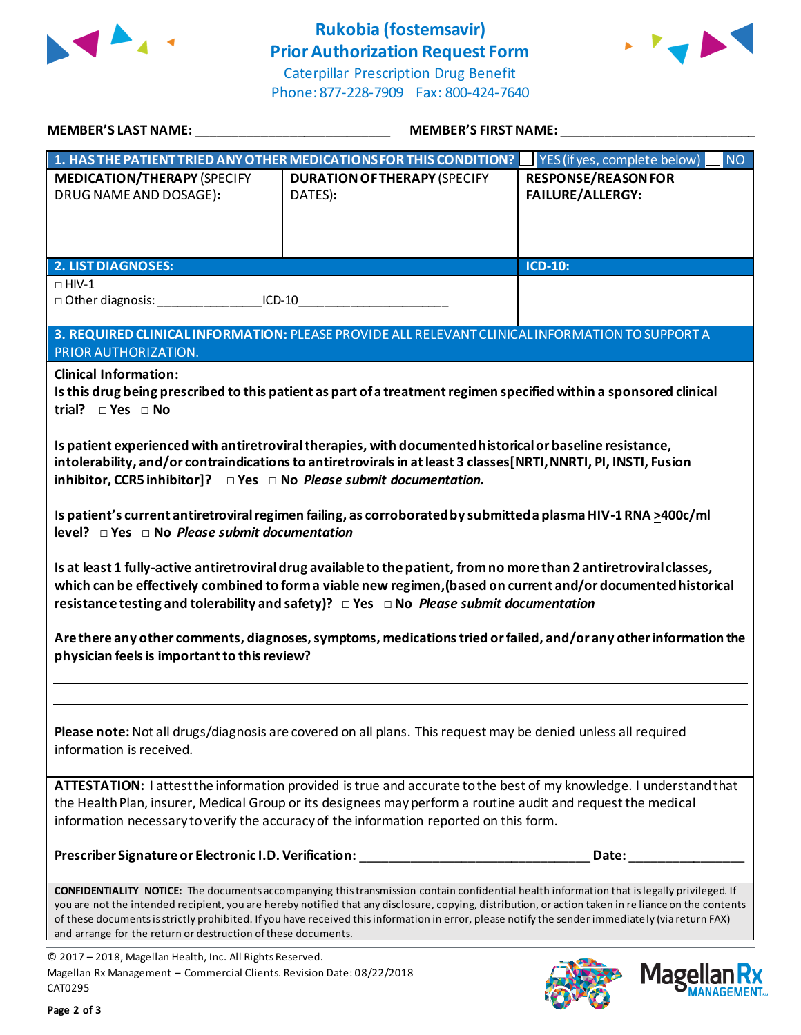# Rukobia (fostemsavir)
# Prior Authorization Request Form

Caterpillar Prescription Drug Benefit
Phone: 877-228-7909 Fax: 800-424-7640

**MEMBER'S LAST NAME:** ___________________________ **MEMBER'S FIRST NAME:** ___________________________

| **1. HAS THE PATIENT TRIED ANY OTHER MEDICATIONS FOR THIS CONDITION?** | ☐ YES (if yes, complete below) | ☐ NO |
|---|---|---|
| **MEDICATION/THERAPY** (SPECIFY DRUG NAME AND DOSAGE): | **DURATION OF THERAPY** (SPECIFY DATES): | **RESPONSE/REASON FOR FAILURE/ALLERGY:** |
| | | |

| **2. LIST DIAGNOSES:** | **ICD-10:** |
|---|---|
| □ HIV-1<br>□ Other diagnosis: _______________ICD-10_____________________ | |

**3. REQUIRED CLINICAL INFORMATION:** PLEASE PROVIDE ALL RELEVANT CLINICAL INFORMATION TO SUPPORT A PRIOR AUTHORIZATION.

**Clinical Information:**

**Is this drug being prescribed to this patient as part of a treatment regimen specified within a sponsored clinical trial?** □ **Yes** □ **No**

**Is patient experienced with antiretroviral therapies, with documented historical or baseline resistance, intolerability, and/or contraindications to antiretrovirals in at least 3 classes [NRTI, NNRTI, PI, INSTI, Fusion inhibitor, CCR5 inhibitor]?** □ **Yes** □ **No** ***Please submit documentation.***

**Is patient's current antiretroviral regimen failing, as corroborated by submitted a plasma HIV-1 RNA ≥400c/ml level?** □ **Yes** □ **No** ***Please submit documentation***

**Is at least 1 fully-active antiretroviral drug available to the patient, from no more than 2 antiretroviral classes, which can be effectively combined to form a viable new regimen, (based on current and/or documented historical resistance testing and tolerability and safety)?** □ **Yes** □ **No** ***Please submit documentation***

**Are there any other comments, diagnoses, symptoms, medications tried or failed, and/or any other information the physician feels is important to this review?**

_______________________________________________________________________________

_______________________________________________________________________________

**Please note:** Not all drugs/diagnosis are covered on all plans. This request may be denied unless all required information is received.

**ATTESTATION:** I attest the information provided is true and accurate to the best of my knowledge. I understand that the Health Plan, insurer, Medical Group or its designees may perform a routine audit and request the medical information necessary to verify the accuracy of the information reported on this form.

**Prescriber Signature or Electronic I.D. Verification:** ________________________________ **Date:** ________________

**CONFIDENTIALITY NOTICE:** The documents accompanying this transmission contain confidential health information that is legally privileged. If you are not the intended recipient, you are hereby notified that any disclosure, copying, distribution, or action taken in reliance on the contents of these documents is strictly prohibited. If you have received this information in error, please notify the sender immediately (via return FAX) and arrange for the return or destruction of these documents.

© 2017 – 2018, Magellan Health, Inc. All Rights Reserved.
Magellan Rx Management – Commercial Clients. Revision Date: 08/22/2018
CAT0295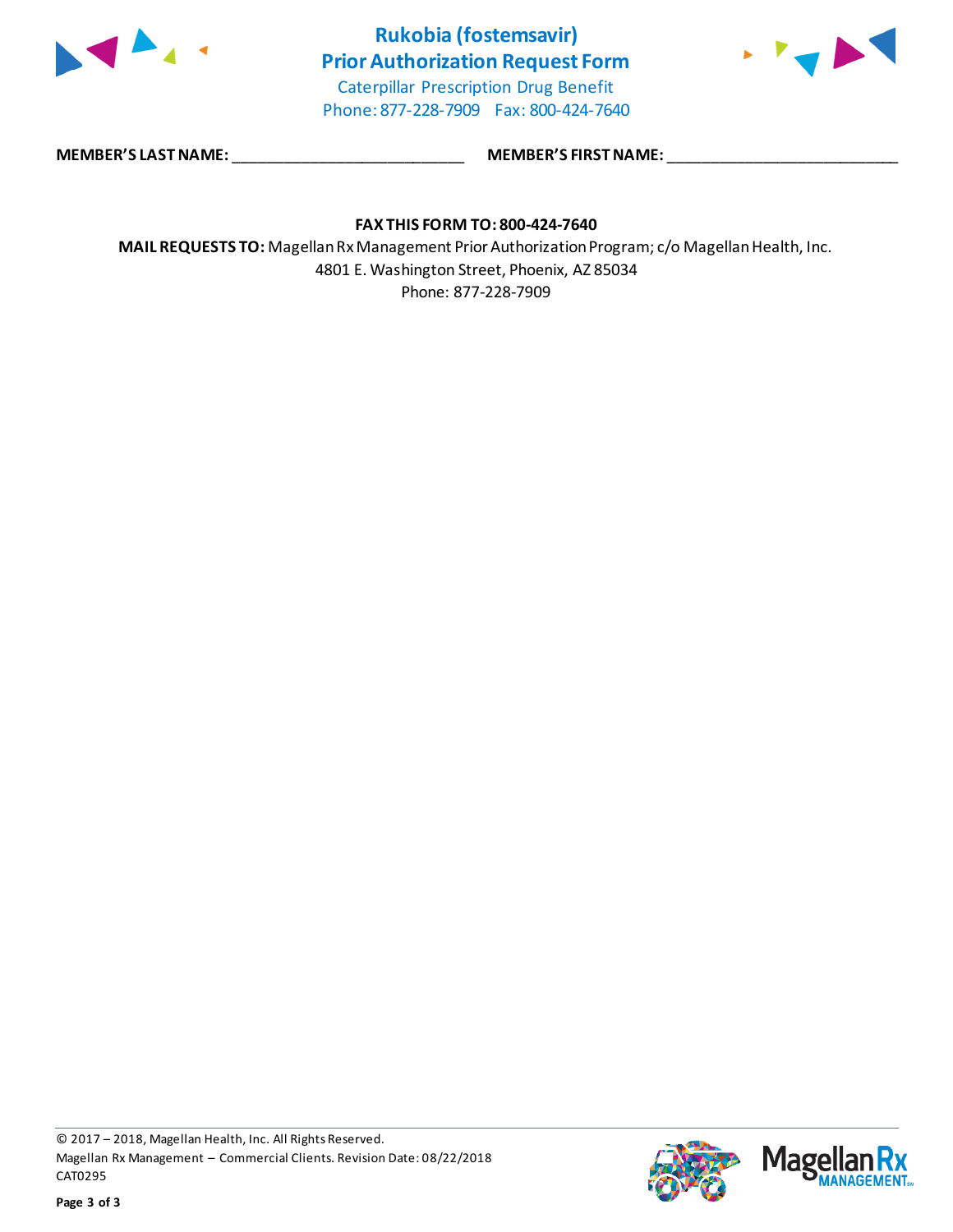**MEMBER'S LAST NAME:** ___________________________ **MEMBER'S FIRST NAME:** ___________________________

**FAX THIS FORM TO: 800-424-7640**

**MAIL REQUESTS TO:** Magellan Rx Management Prior Authorization Program; c/o Magellan Health, Inc.
4801 E. Washington Street, Phoenix, AZ 85034
Phone: 877-228-7909

© 2017 – 2018, Magellan Health, Inc. All Rights Reserved.
Magellan Rx Management – Commercial Clients. Revision Date: 08/22/2018
CAT0295